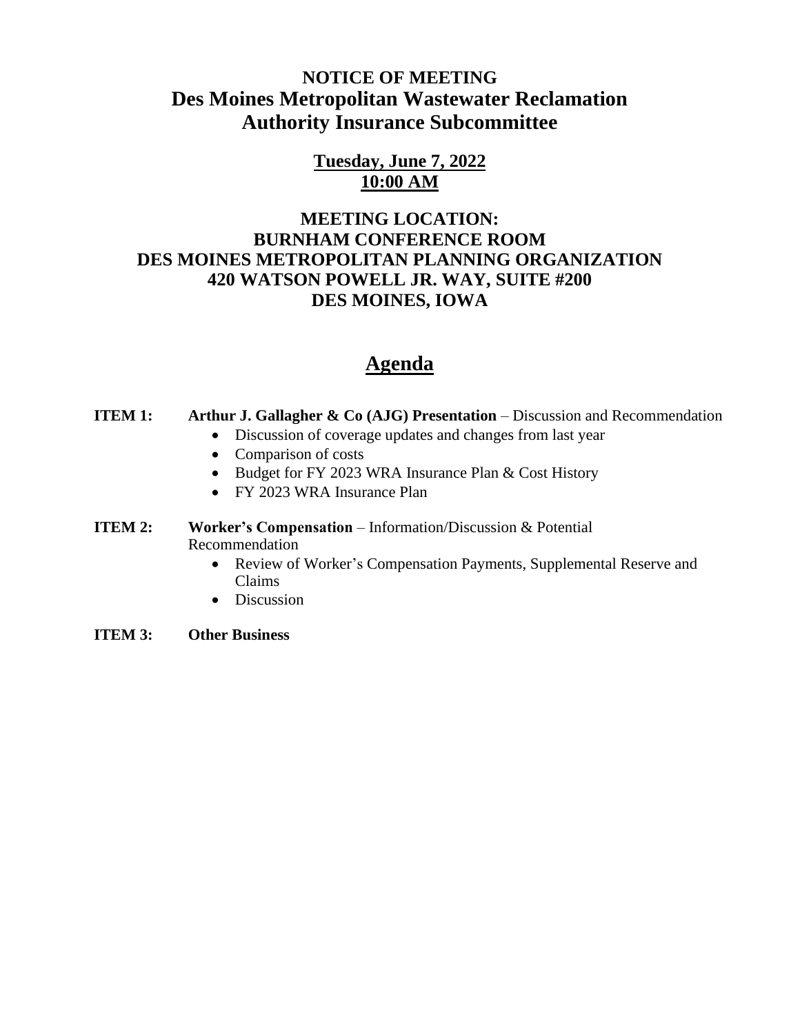# NOTICE OF MEETING
# Des Moines Metropolitan Wastewater Reclamation Authority Insurance Subcommittee

**Tuesday, June 7, 2022**
**10:00 AM**

**MEETING LOCATION:**
**BURNHAM CONFERENCE ROOM**
**DES MOINES METROPOLITAN PLANNING ORGANIZATION**
**420 WATSON POWELL JR. WAY, SUITE #200**
**DES MOINES, IOWA**

## Agenda

**ITEM 1:** **Arthur J. Gallagher & Co (AJG) Presentation** – Discussion and Recommendation

- Discussion of coverage updates and changes from last year
- Comparison of costs
- Budget for FY 2023 WRA Insurance Plan & Cost History
- FY 2023 WRA Insurance Plan

**ITEM 2:** **Worker's Compensation** – Information/Discussion & Potential Recommendation

- Review of Worker's Compensation Payments, Supplemental Reserve and Claims
- Discussion

**ITEM 3:** **Other Business**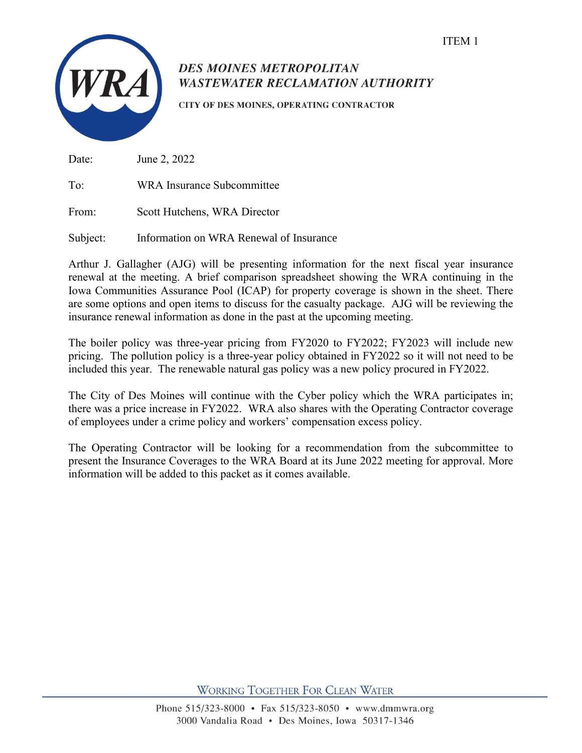ITEM 1

**_DES MOINES METROPOLITAN_**
**_WASTEWATER RECLAMATION AUTHORITY_**

**CITY OF DES MOINES, OPERATING CONTRACTOR**

Date: June 2, 2022

To: WRA Insurance Subcommittee

From: Scott Hutchens, WRA Director

Subject: Information on WRA Renewal of Insurance

Arthur J. Gallagher (AJG) will be presenting information for the next fiscal year insurance renewal at the meeting. A brief comparison spreadsheet showing the WRA continuing in the Iowa Communities Assurance Pool (ICAP) for property coverage is shown in the sheet. There are some options and open items to discuss for the casualty package. AJG will be reviewing the insurance renewal information as done in the past at the upcoming meeting.

The boiler policy was three-year pricing from FY2020 to FY2022; FY2023 will include new pricing. The pollution policy is a three-year policy obtained in FY2022 so it will not need to be included this year. The renewable natural gas policy was a new policy procured in FY2022.

The City of Des Moines will continue with the Cyber policy which the WRA participates in; there was a price increase in FY2022. WRA also shares with the Operating Contractor coverage of employees under a crime policy and workers' compensation excess policy.

The Operating Contractor will be looking for a recommendation from the subcommittee to present the Insurance Coverages to the WRA Board at its June 2022 meeting for approval. More information will be added to this packet as it comes available.

WORKING TOGETHER FOR CLEAN WATER

Phone 515/323-8000 • Fax 515/323-8050 • www.dmmwra.org
3000 Vandalia Road • Des Moines, Iowa 50317-1346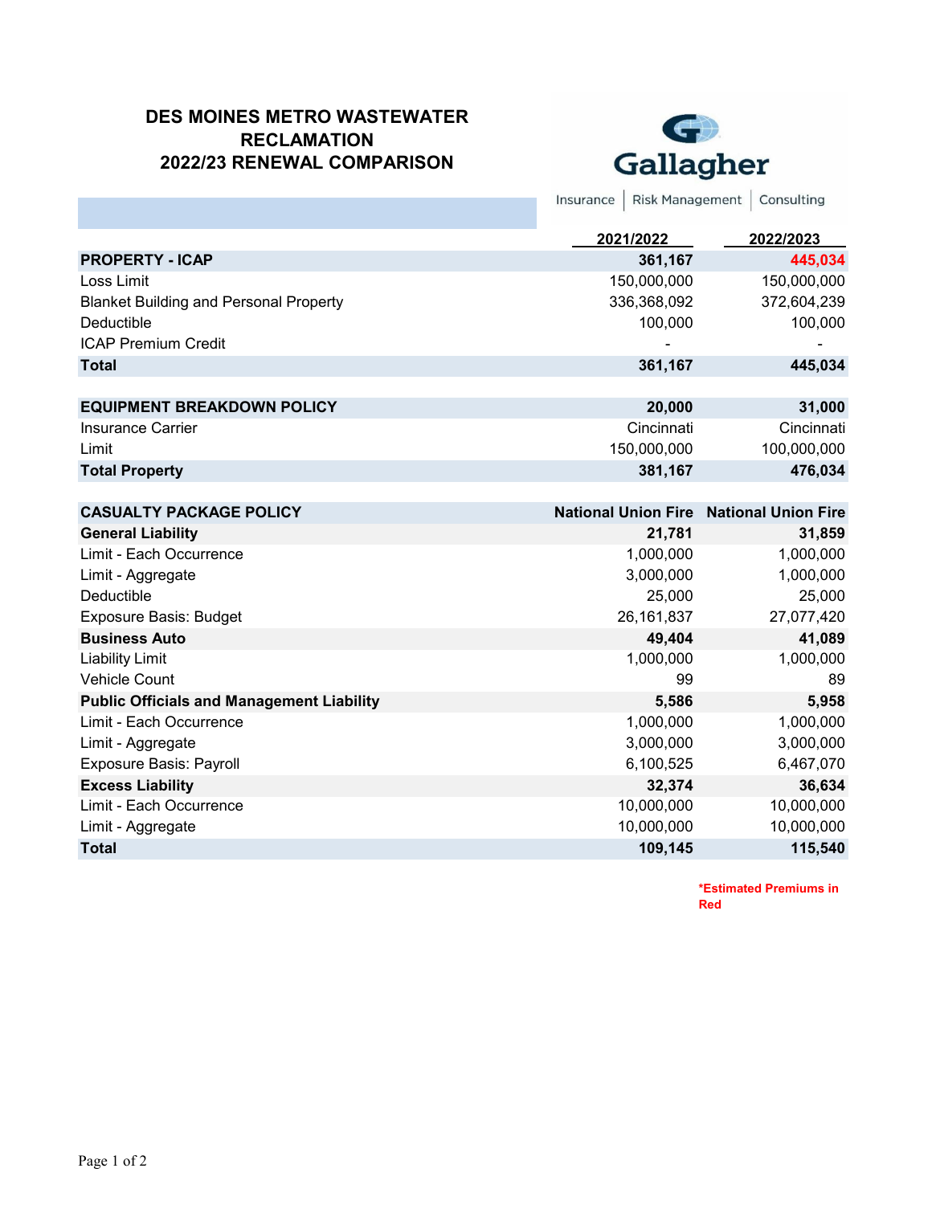# DES MOINES METRO WASTEWATER RECLAMATION
# 2022/23 RENEWAL COMPARISON

Gallagher

Insurance | Risk Management | Consulting

| | 2021/2022 | 2022/2023 |
|---|---|---|
| **PROPERTY - ICAP** | **361,167** | **445,034** |
| Loss Limit | 150,000,000 | 150,000,000 |
| Blanket Building and Personal Property | 336,368,092 | 372,604,239 |
| Deductible | 100,000 | 100,000 |
| ICAP Premium Credit | - | - |
| **Total** | **361,167** | **445,034** |
| | | |
| **EQUIPMENT BREAKDOWN POLICY** | **20,000** | **31,000** |
| Insurance Carrier | Cincinnati | Cincinnati |
| Limit | 150,000,000 | 100,000,000 |
| **Total Property** | **381,167** | **476,034** |
| | | |
| **CASUALTY PACKAGE POLICY** | **National Union Fire** | **National Union Fire** |
| **General Liability** | **21,781** | **31,859** |
| Limit - Each Occurrence | 1,000,000 | 1,000,000 |
| Limit - Aggregate | 3,000,000 | 1,000,000 |
| Deductible | 25,000 | 25,000 |
| Exposure Basis: Budget | 26,161,837 | 27,077,420 |
| **Business Auto** | **49,404** | **41,089** |
| Liability Limit | 1,000,000 | 1,000,000 |
| Vehicle Count | 99 | 89 |
| **Public Officials and Management Liability** | **5,586** | **5,958** |
| Limit - Each Occurrence | 1,000,000 | 1,000,000 |
| Limit - Aggregate | 3,000,000 | 3,000,000 |
| Exposure Basis: Payroll | 6,100,525 | 6,467,070 |
| **Excess Liability** | **32,374** | **36,634** |
| Limit - Each Occurrence | 10,000,000 | 10,000,000 |
| Limit - Aggregate | 10,000,000 | 10,000,000 |
| **Total** | **109,145** | **115,540** |

***Estimated Premiums in Red**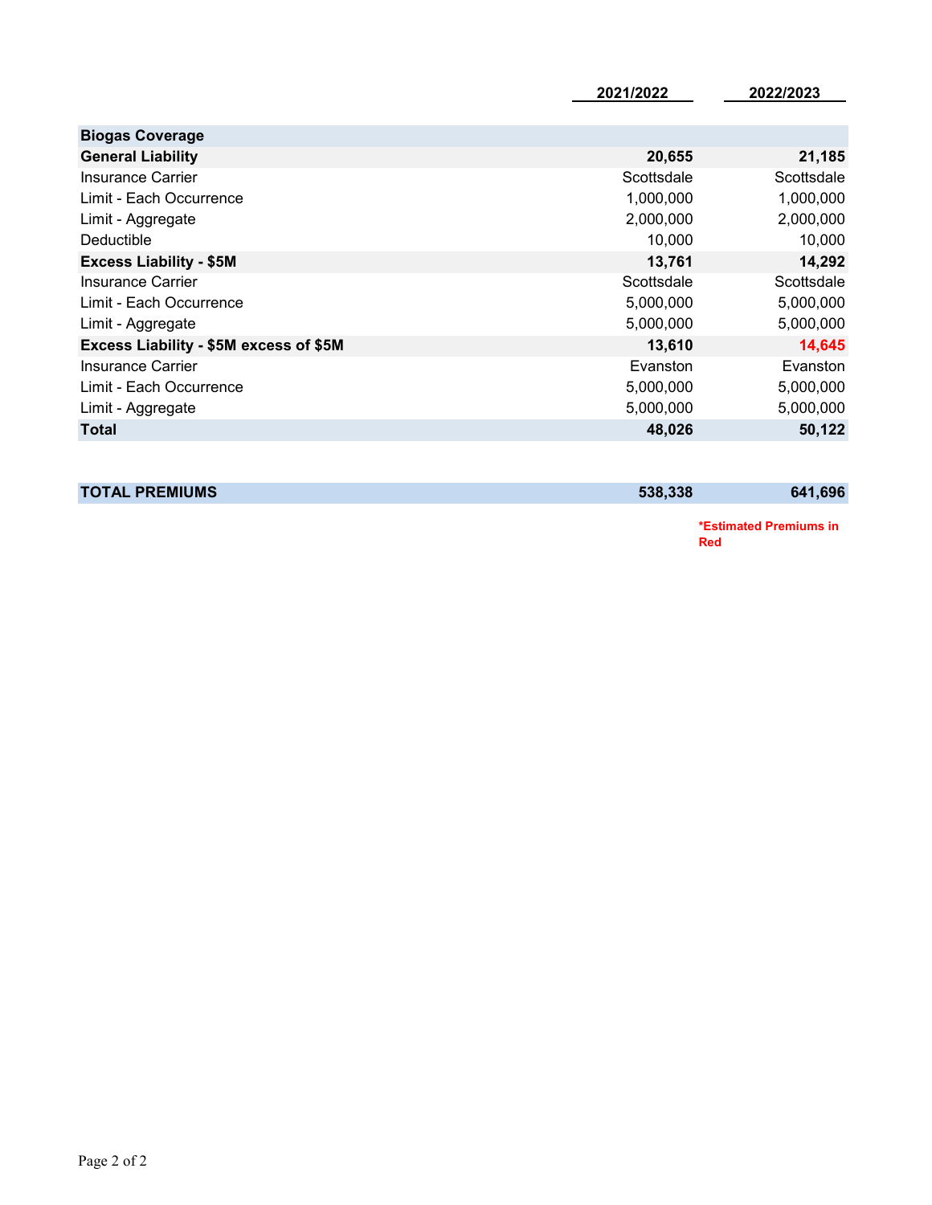| | 2021/2022 | 2022/2023 |
|---|---|---|
| **Biogas Coverage** | | |
| **General Liability** | **20,655** | **21,185** |
| Insurance Carrier | Scottsdale | Scottsdale |
| Limit - Each Occurrence | 1,000,000 | 1,000,000 |
| Limit - Aggregate | 2,000,000 | 2,000,000 |
| Deductible | 10,000 | 10,000 |
| **Excess Liability - $5M** | **13,761** | **14,292** |
| Insurance Carrier | Scottsdale | Scottsdale |
| Limit - Each Occurrence | 5,000,000 | 5,000,000 |
| Limit - Aggregate | 5,000,000 | 5,000,000 |
| **Excess Liability - $5M excess of $5M** | **13,610** | **14,645** |
| Insurance Carrier | Evanston | Evanston |
| Limit - Each Occurrence | 5,000,000 | 5,000,000 |
| Limit - Aggregate | 5,000,000 | 5,000,000 |
| **Total** | **48,026** | **50,122** |
| | | |
| **TOTAL PREMIUMS** | **538,338** | **641,696** |

**\*Estimated Premiums in Red**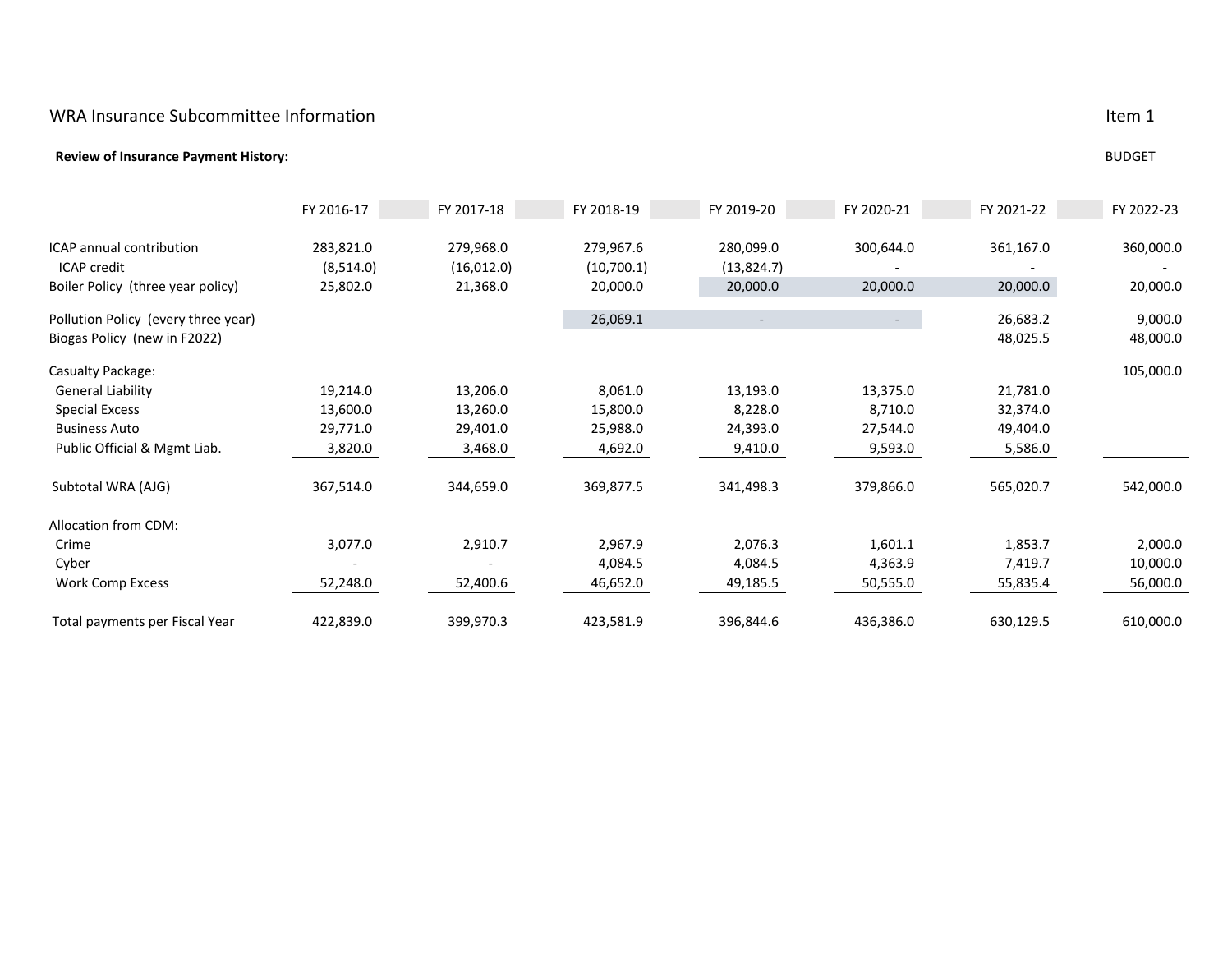WRA Insurance Subcommittee Information

Item 1

**Review of Insurance Payment History:**

| | FY 2016-17 | FY 2017-18 | FY 2018-19 | FY 2019-20 | FY 2020-21 | FY 2021-22 | BUDGET FY 2022-23 |
|---|---|---|---|---|---|---|---|
| ICAP annual contribution | 283,821.0 | 279,968.0 | 279,967.6 | 280,099.0 | 300,644.0 | 361,167.0 | 360,000.0 |
| ICAP credit | (8,514.0) | (16,012.0) | (10,700.1) | (13,824.7) | - | - | - |
| Boiler Policy (three year policy) | 25,802.0 | 21,368.0 | 20,000.0 | 20,000.0 | 20,000.0 | 20,000.0 | 20,000.0 |
| Pollution Policy (every three year) | | | 26,069.1 | - | - | 26,683.2 | 9,000.0 |
| Biogas Policy (new in F2022) | | | | | | 48,025.5 | 48,000.0 |
| Casualty Package: | | | | | | | 105,000.0 |
| General Liability | 19,214.0 | 13,206.0 | 8,061.0 | 13,193.0 | 13,375.0 | 21,781.0 | |
| Special Excess | 13,600.0 | 13,260.0 | 15,800.0 | 8,228.0 | 8,710.0 | 32,374.0 | |
| Business Auto | 29,771.0 | 29,401.0 | 25,988.0 | 24,393.0 | 27,544.0 | 49,404.0 | |
| Public Official & Mgmt Liab. | 3,820.0 | 3,468.0 | 4,692.0 | 9,410.0 | 9,593.0 | 5,586.0 | |
| Subtotal WRA (AJG) | 367,514.0 | 344,659.0 | 369,877.5 | 341,498.3 | 379,866.0 | 565,020.7 | 542,000.0 |
| Allocation from CDM: | | | | | | | |
| Crime | 3,077.0 | 2,910.7 | 2,967.9 | 2,076.3 | 1,601.1 | 1,853.7 | 2,000.0 |
| Cyber | - | - | 4,084.5 | 4,084.5 | 4,363.9 | 7,419.7 | 10,000.0 |
| Work Comp Excess | 52,248.0 | 52,400.6 | 46,652.0 | 49,185.5 | 50,555.0 | 55,835.4 | 56,000.0 |
| Total payments per Fiscal Year | 422,839.0 | 399,970.3 | 423,581.9 | 396,844.6 | 436,386.0 | 630,129.5 | 610,000.0 |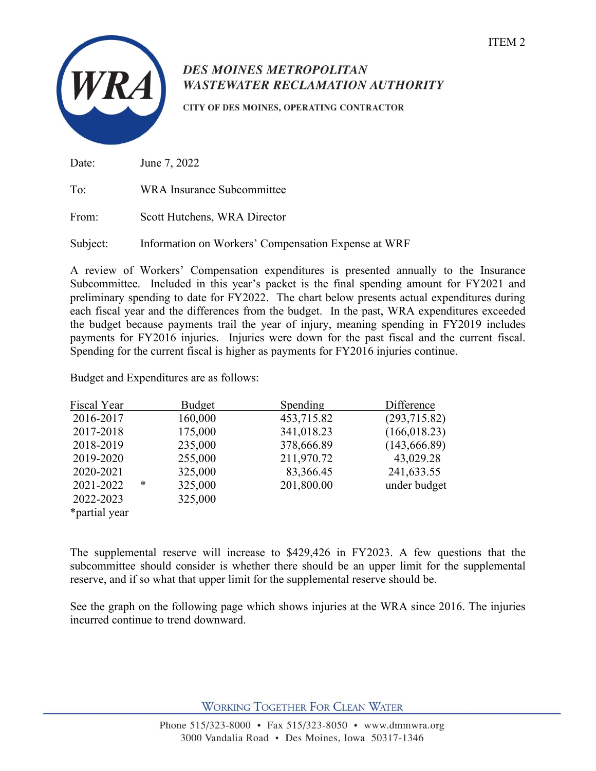ITEM 2

**DES MOINES METROPOLITAN**
**WASTEWATER RECLAMATION AUTHORITY**

CITY OF DES MOINES, OPERATING CONTRACTOR

Date: June 7, 2022

To: WRA Insurance Subcommittee

From: Scott Hutchens, WRA Director

Subject: Information on Workers' Compensation Expense at WRF

A review of Workers' Compensation expenditures is presented annually to the Insurance Subcommittee. Included in this year's packet is the final spending amount for FY2021 and preliminary spending to date for FY2022. The chart below presents actual expenditures during each fiscal year and the differences from the budget. In the past, WRA expenditures exceeded the budget because payments trail the year of injury, meaning spending in FY2019 includes payments for FY2016 injuries. Injuries were down for the past fiscal and the current fiscal. Spending for the current fiscal is higher as payments for FY2016 injuries continue.

Budget and Expenditures are as follows:

| Fiscal Year | | Budget | Spending | Difference |
|---|---|---|---|---|
| 2016-2017 | | 160,000 | 453,715.82 | (293,715.82) |
| 2017-2018 | | 175,000 | 341,018.23 | (166,018.23) |
| 2018-2019 | | 235,000 | 378,666.89 | (143,666.89) |
| 2019-2020 | | 255,000 | 211,970.72 | 43,029.28 |
| 2020-2021 | | 325,000 | 83,366.45 | 241,633.55 |
| 2021-2022 | * | 325,000 | 201,800.00 | under budget |
| 2022-2023 | | 325,000 | | |

*partial year

The supplemental reserve will increase to $429,426 in FY2023. A few questions that the subcommittee should consider is whether there should be an upper limit for the supplemental reserve, and if so what that upper limit for the supplemental reserve should be.

See the graph on the following page which shows injuries at the WRA since 2016. The injuries incurred continue to trend downward.

WORKING TOGETHER FOR CLEAN WATER

Phone 515/323-8000 • Fax 515/323-8050 • www.dmmwra.org
3000 Vandalia Road • Des Moines, Iowa 50317-1346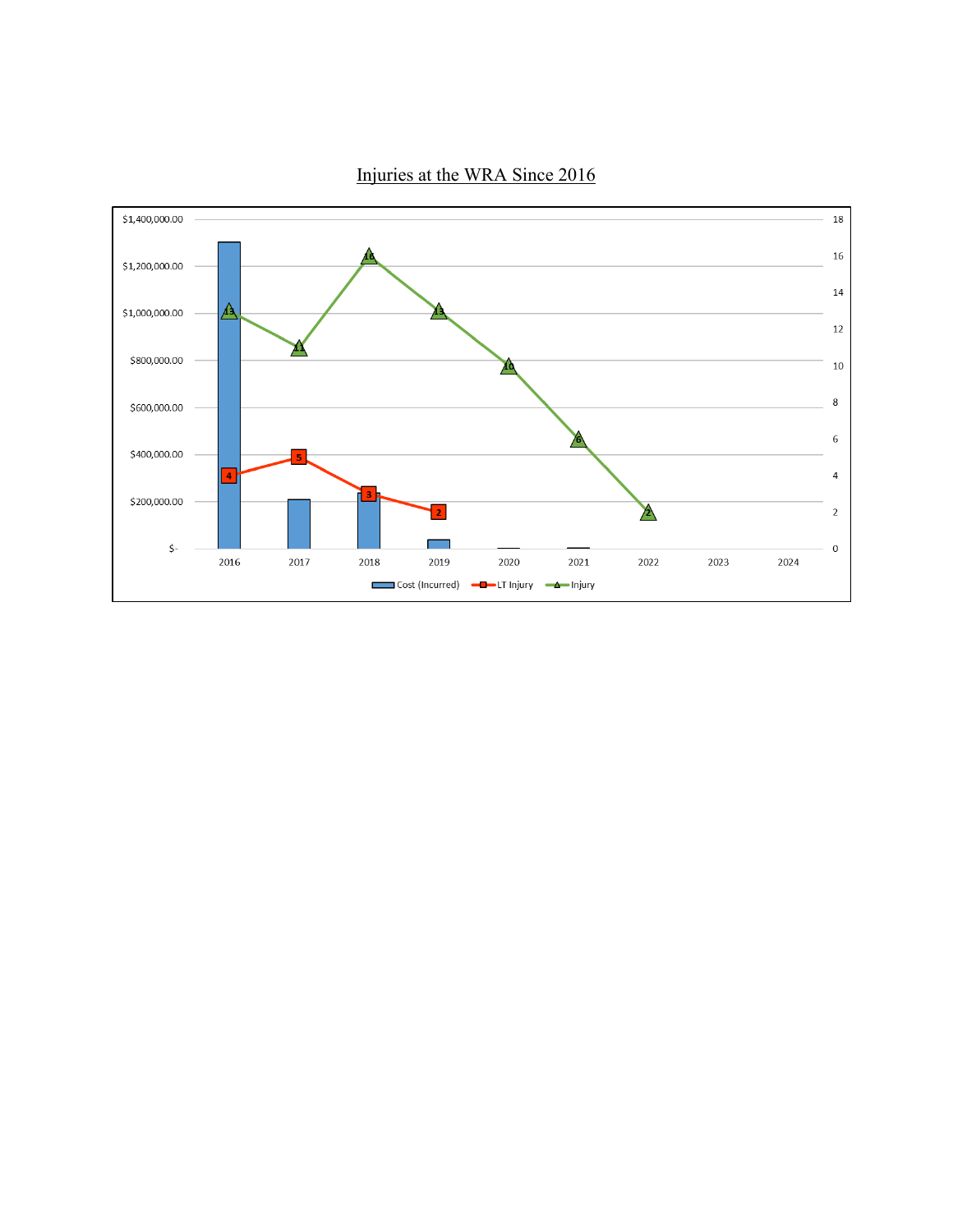Injuries at the WRA Since 2016

| Year | Cost (Incurred) | LT Injury | Injury |
|---|---|---|---|
| 2016 | | 4 | 13 |
| 2017 | | 5 | 11 |
| 2018 | | 3 | 16 |
| 2019 | | 2 | 13 |
| 2020 | | | 10 |
| 2021 | | | 6 |
| 2022 | | | 2 |
| 2023 | | | |
| 2024 | | | |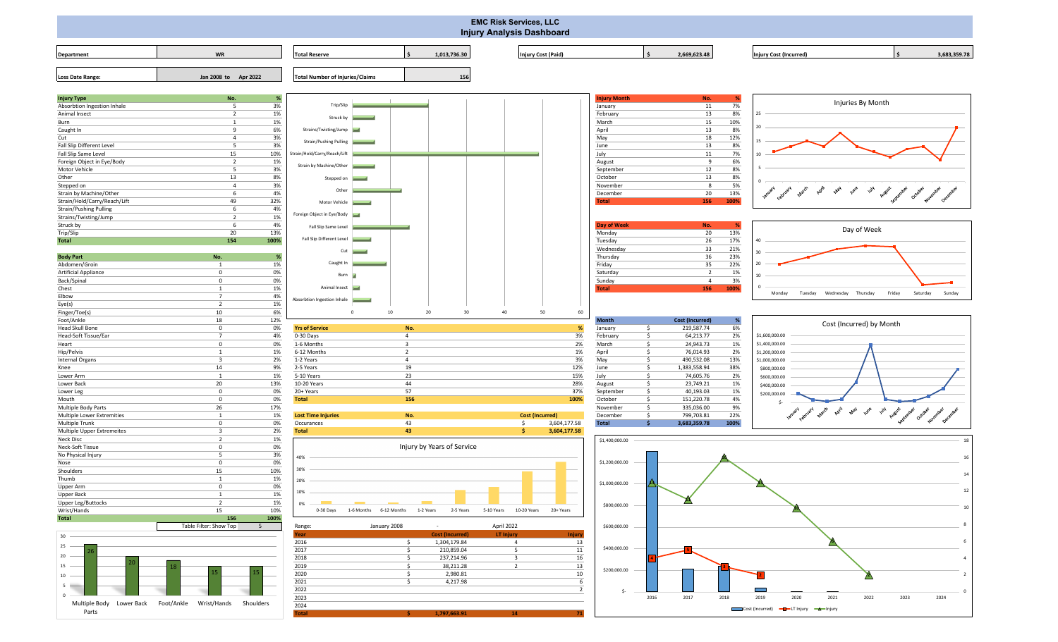# EMC Risk Services, LLC
## Injury Analysis Dashboard

| | |
|---|---|
| Department | WR |
| Loss Date Range: | Jan 2008 to Apr 2022 |

| | |
|---|---|
| Total Reserve | $ 1,013,736.30 |
| Total Number of Injuries/Claims | 156 |
| Injury Cost (Paid) | $ 2,669,623.48 |
| Injury Cost (Incurred) | $ 3,683,359.78 |

| Injury Type | No. | % |
|---|---|---|
| Absorbtion Ingestion Inhale | 5 | 3% |
| Animal Insect | 2 | 1% |
| Burn | 1 | 1% |
| Caught In | 9 | 6% |
| Cut | 4 | 3% |
| Fall Slip Different Level | 5 | 3% |
| Fall Slip Same Level | 15 | 10% |
| Foreign Object in Eye/Body | 2 | 1% |
| Motor Vehicle | 5 | 3% |
| Other | 13 | 8% |
| Stepped on | 4 | 3% |
| Strain by Machine/Other | 6 | 4% |
| Strain/Hold/Carry/Reach/Lift | 49 | 32% |
| Strain/Pushing Pulling | 6 | 4% |
| Strains/Twisting/Jump | 2 | 1% |
| Struck by | 6 | 4% |
| Trip/Slip | 20 | 13% |
| **Total** | **154** | **100%** |

Trip/Slip
Struck by
Strains/Twisting/Jump
Strain/Pushing Pulling
Strain/Hold/Carry/Reach/Lift
Strain by Machine/Other
Stepped on
Other
Motor Vehicle
Foreign Object in Eye/Body
Fall Slip Same Level
Fall Slip Different Level
Cut
Caught In
Burn
Animal Insect
Absorbtion Ingestion Inhale
0 10 20 30 40 50 60

| Body Part | No. | % |
|---|---|---|
| Abdomen/Groin | 1 | 1% |
| Artificial Appliance | 0 | 0% |
| Back/Spinal | 0 | 0% |
| Chest | 1 | 1% |
| Elbow | 7 | 4% |
| Eye(s) | 2 | 1% |
| Finger/Toe(s) | 10 | 6% |
| Foot/Ankle | 18 | 12% |
| Head Skull Bone | 0 | 0% |
| Head-Soft Tissue/Ear | 7 | 4% |
| Heart | 0 | 0% |
| Hip/Pelvis | 1 | 1% |
| Internal Organs | 3 | 2% |
| Knee | 14 | 9% |
| Lower Arm | 1 | 1% |
| Lower Back | 20 | 13% |
| Lower Leg | 0 | 0% |
| Mouth | 0 | 0% |
| Multiple Body Parts | 26 | 17% |
| Multiple Lower Extremities | 1 | 1% |
| Multiple Trunk | 0 | 0% |
| Multiple Upper Extremeites | 3 | 2% |
| Neck Disc | 2 | 1% |
| Neck-Soft Tissue | 0 | 0% |
| No Physical Injury | 5 | 3% |
| Nose | 0 | 0% |
| Shoulders | 15 | 10% |
| Thumb | 1 | 1% |
| Upper Arm | 0 | 0% |
| Upper Back | 1 | 1% |
| Upper Leg/Buttocks | 2 | 1% |
| Wrist/Hands | 15 | 10% |
| **Total** | **156** | **100%** |

Table Filter: Show Top 5

30 25 20 15 10 5 0
26 20 18 15 15
Multiple Body Parts, Lower Back, Foot/Ankle, Wrist/Hands, Shoulders

| Yrs of Service | No. | % |
|---|---|---|
| 0-30 Days | 4 | 3% |
| 1-6 Months | 3 | 2% |
| 6-12 Months | 2 | 1% |
| 1-2 Years | 4 | 3% |
| 2-5 Years | 19 | 12% |
| 5-10 Years | 23 | 15% |
| 10-20 Years | 44 | 28% |
| 20+ Years | 57 | 37% |
| **Total** | **156** | **100%** |

| Lost Time Injuries | No. | Cost (Incurred) |
|---|---|---|
| Occurances | 43 | $ 3,604,177.58 |
| **Total** | **43** | **$ 3,604,177.58** |

Injury by Years of Service
40% 30% 20% 10% 0%
0-30 Days, 1-6 Months, 6-12 Months, 1-2 Years, 2-5 Years, 5-10 Years, 10-20 Years, 20+ Years

Range: January 2008 - April 2022

| Year | Cost (Incurred) | LT Injury | Injury |
|---|---|---|---|
| 2016 | $ 1,304,179.84 | 4 | 13 |
| 2017 | $ 210,859.04 | 5 | 11 |
| 2018 | $ 237,214.96 | 3 | 16 |
| 2019 | $ 38,211.28 | 2 | 13 |
| 2020 | $ 2,980.81 | | 10 |
| 2021 | $ 4,217.98 | | 6 |
| 2022 | | | 2 |
| 2023 | | | |
| 2024 | | | |
| **Total** | **$ 1,797,663.91** | **14** | **71** |

| Injury Month | No. | % |
|---|---|---|
| January | 11 | 7% |
| February | 13 | 8% |
| March | 15 | 10% |
| April | 13 | 8% |
| May | 18 | 12% |
| June | 13 | 8% |
| July | 11 | 7% |
| August | 9 | 6% |
| September | 12 | 8% |
| October | 13 | 8% |
| November | 8 | 5% |
| December | 20 | 13% |
| **Total** | **156** | **100%** |

Injuries By Month
25 20 15 10 5 0
January February March April May June July August September October November December

| Day of Week | No. | % |
|---|---|---|
| Monday | 20 | 13% |
| Tuesday | 26 | 17% |
| Wednesday | 33 | 21% |
| Thursday | 36 | 23% |
| Friday | 35 | 22% |
| Saturday | 2 | 1% |
| Sunday | 4 | 3% |
| **Total** | **156** | **100%** |

Day of Week
40 30 20 10 0
Monday Tuesday Wednesday Thursday Friday Saturday Sunday

| Month | Cost (Incurred) | % |
|---|---|---|
| January | $ 219,587.74 | 6% |
| February | $ 64,213.77 | 2% |
| March | $ 24,943.73 | 1% |
| April | $ 76,014.93 | 2% |
| May | $ 490,532.08 | 13% |
| June | $ 1,383,558.94 | 38% |
| July | $ 74,605.76 | 2% |
| August | $ 23,749.21 | 1% |
| September | $ 40,193.03 | 1% |
| October | $ 151,220.78 | 4% |
| November | $ 335,036.00 | 9% |
| December | $ 799,703.81 | 22% |
| **Total** | **$ 3,683,359.78** | **100%** |

Cost (Incurred) by Month
$1,600,000.00 $1,400,000.00 $1,200,000.00 $1,000,000.00 $800,000.00 $600,000.00 $400,000.00 $200,000.00 $-
January February March April May June July August September October November December

$1,400,000.00 $1,200,000.00 $1,000,000.00 $800,000.00 $600,000.00 $400,000.00 $200,000.00 $-
18 16 14 12 10 8 6 4 2 0
2016 2017 2018 2019 2020 2021 2022 2023 2024
4 5 3 2
Cost (Incurred) LT Injury Injury